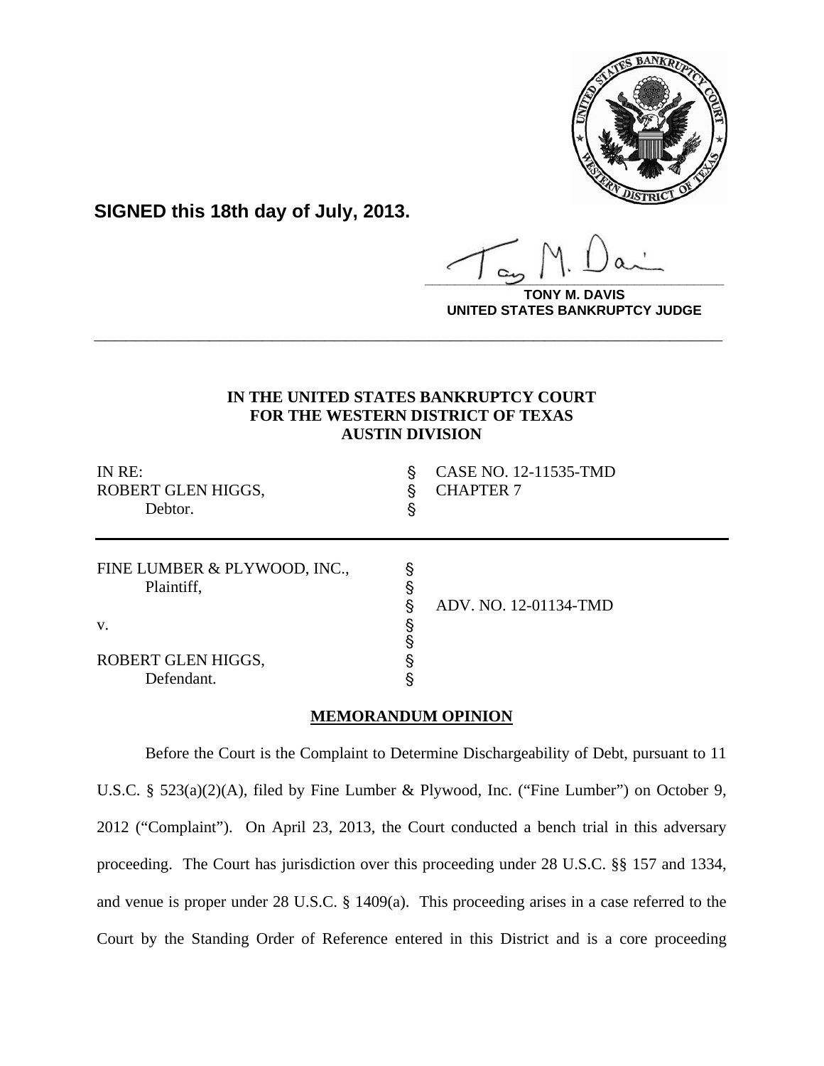**SIGNED this 18th day of July, 2013.**

**TONY M. DAVIS**
**UNITED STATES BANKRUPTCY JUDGE**

---

**IN THE UNITED STATES BANKRUPTCY COURT**
**FOR THE WESTERN DISTRICT OF TEXAS**
**AUSTIN DIVISION**

| | | |
|---|---|---|
| IN RE: | § | CASE NO. 12-11535-TMD |
| ROBERT GLEN HIGGS, | § | CHAPTER 7 |
| Debtor. | § | |

---

| | | |
|---|---|---|
| FINE LUMBER & PLYWOOD, INC., | § | |
| Plaintiff, | § | |
| | § | ADV. NO. 12-01134-TMD |
| v. | § | |
| | § | |
| ROBERT GLEN HIGGS, | § | |
| Defendant. | § | |

**MEMORANDUM OPINION**

Before the Court is the Complaint to Determine Dischargeability of Debt, pursuant to 11 U.S.C. § 523(a)(2)(A), filed by Fine Lumber & Plywood, Inc. ("Fine Lumber") on October 9, 2012 ("Complaint"). On April 23, 2013, the Court conducted a bench trial in this adversary proceeding. The Court has jurisdiction over this proceeding under 28 U.S.C. §§ 157 and 1334, and venue is proper under 28 U.S.C. § 1409(a). This proceeding arises in a case referred to the Court by the Standing Order of Reference entered in this District and is a core proceeding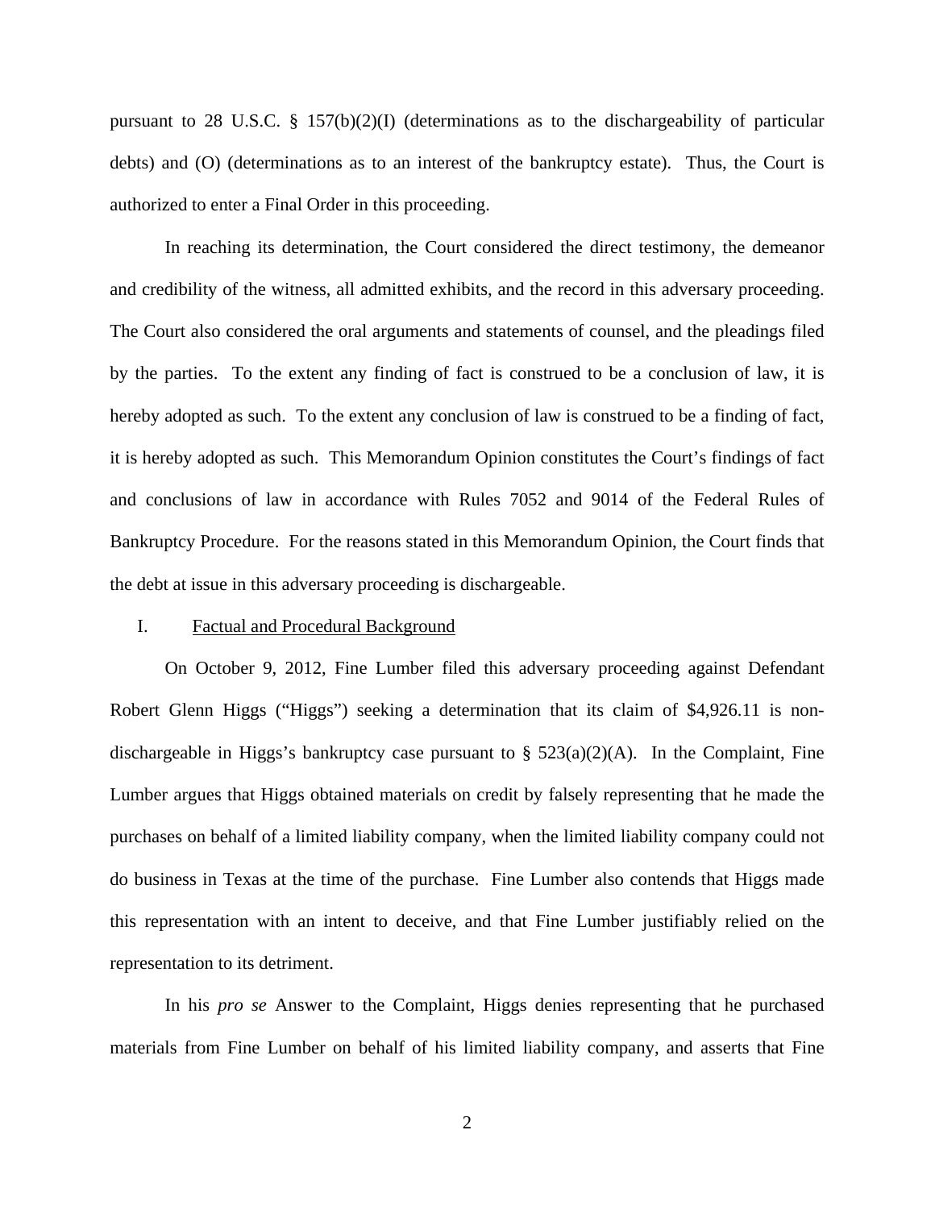pursuant to 28 U.S.C. § 157(b)(2)(I) (determinations as to the dischargeability of particular debts) and (O) (determinations as to an interest of the bankruptcy estate). Thus, the Court is authorized to enter a Final Order in this proceeding.

In reaching its determination, the Court considered the direct testimony, the demeanor and credibility of the witness, all admitted exhibits, and the record in this adversary proceeding. The Court also considered the oral arguments and statements of counsel, and the pleadings filed by the parties. To the extent any finding of fact is construed to be a conclusion of law, it is hereby adopted as such. To the extent any conclusion of law is construed to be a finding of fact, it is hereby adopted as such. This Memorandum Opinion constitutes the Court's findings of fact and conclusions of law in accordance with Rules 7052 and 9014 of the Federal Rules of Bankruptcy Procedure. For the reasons stated in this Memorandum Opinion, the Court finds that the debt at issue in this adversary proceeding is dischargeable.

## I. Factual and Procedural Background

On October 9, 2012, Fine Lumber filed this adversary proceeding against Defendant Robert Glenn Higgs ("Higgs") seeking a determination that its claim of $4,926.11 is non-dischargeable in Higgs's bankruptcy case pursuant to § 523(a)(2)(A). In the Complaint, Fine Lumber argues that Higgs obtained materials on credit by falsely representing that he made the purchases on behalf of a limited liability company, when the limited liability company could not do business in Texas at the time of the purchase. Fine Lumber also contends that Higgs made this representation with an intent to deceive, and that Fine Lumber justifiably relied on the representation to its detriment.

In his *pro se* Answer to the Complaint, Higgs denies representing that he purchased materials from Fine Lumber on behalf of his limited liability company, and asserts that Fine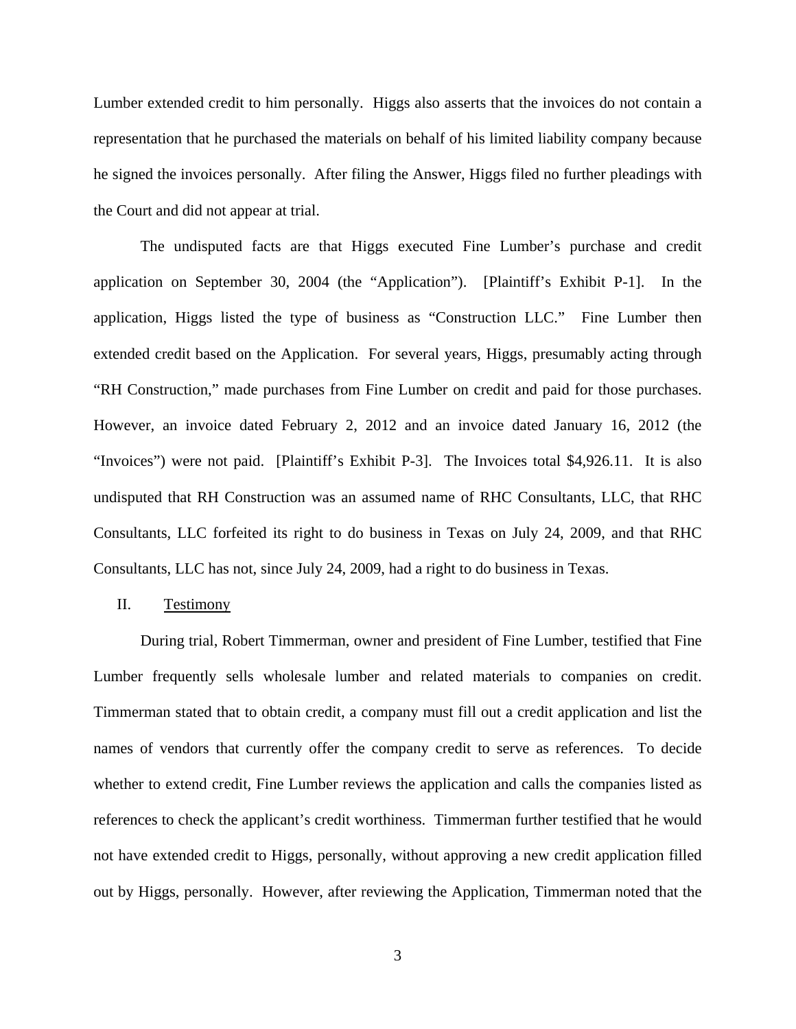Lumber extended credit to him personally. Higgs also asserts that the invoices do not contain a representation that he purchased the materials on behalf of his limited liability company because he signed the invoices personally. After filing the Answer, Higgs filed no further pleadings with the Court and did not appear at trial.

The undisputed facts are that Higgs executed Fine Lumber's purchase and credit application on September 30, 2004 (the "Application"). [Plaintiff's Exhibit P-1]. In the application, Higgs listed the type of business as "Construction LLC." Fine Lumber then extended credit based on the Application. For several years, Higgs, presumably acting through "RH Construction," made purchases from Fine Lumber on credit and paid for those purchases. However, an invoice dated February 2, 2012 and an invoice dated January 16, 2012 (the "Invoices") were not paid. [Plaintiff's Exhibit P-3]. The Invoices total $4,926.11. It is also undisputed that RH Construction was an assumed name of RHC Consultants, LLC, that RHC Consultants, LLC forfeited its right to do business in Texas on July 24, 2009, and that RHC Consultants, LLC has not, since July 24, 2009, had a right to do business in Texas.

## II. <u>Testimony</u>

During trial, Robert Timmerman, owner and president of Fine Lumber, testified that Fine Lumber frequently sells wholesale lumber and related materials to companies on credit. Timmerman stated that to obtain credit, a company must fill out a credit application and list the names of vendors that currently offer the company credit to serve as references. To decide whether to extend credit, Fine Lumber reviews the application and calls the companies listed as references to check the applicant's credit worthiness. Timmerman further testified that he would not have extended credit to Higgs, personally, without approving a new credit application filled out by Higgs, personally. However, after reviewing the Application, Timmerman noted that the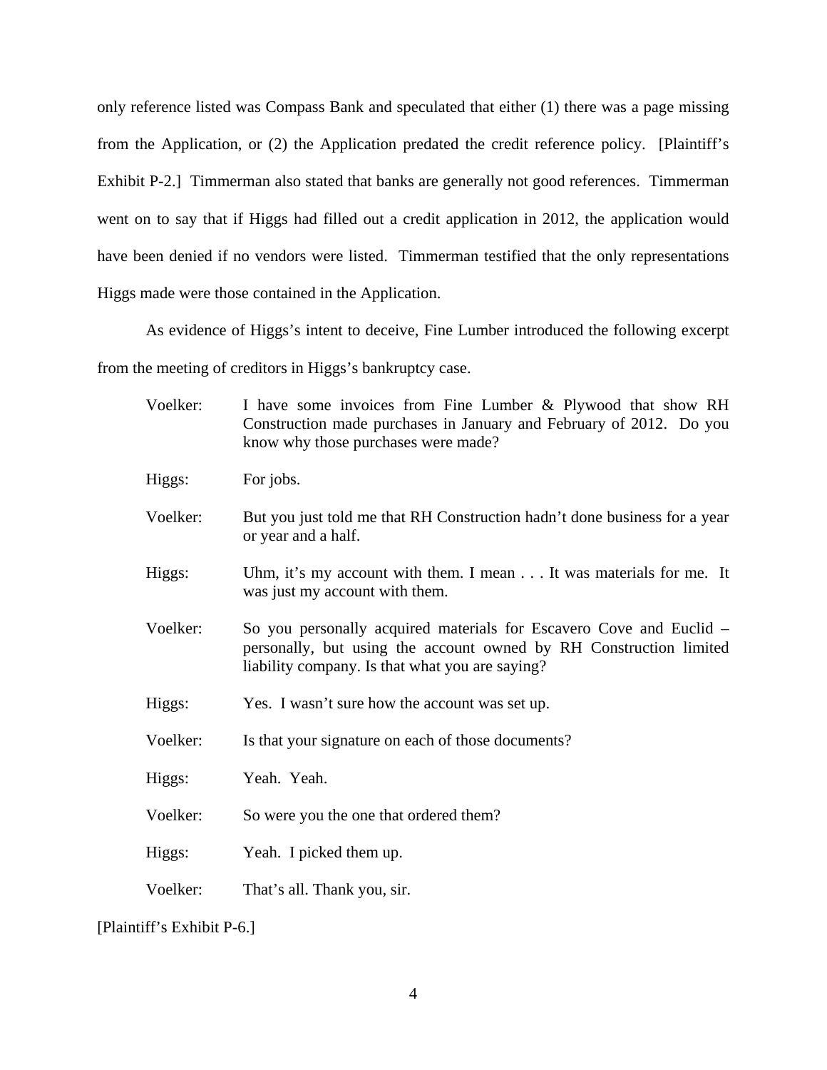only reference listed was Compass Bank and speculated that either (1) there was a page missing from the Application, or (2) the Application predated the credit reference policy. [Plaintiff's Exhibit P-2.] Timmerman also stated that banks are generally not good references. Timmerman went on to say that if Higgs had filled out a credit application in 2012, the application would have been denied if no vendors were listed. Timmerman testified that the only representations Higgs made were those contained in the Application.

As evidence of Higgs's intent to deceive, Fine Lumber introduced the following excerpt from the meeting of creditors in Higgs's bankruptcy case.

> Voelker: I have some invoices from Fine Lumber & Plywood that show RH Construction made purchases in January and February of 2012. Do you know why those purchases were made?
>
> Higgs: For jobs.
>
> Voelker: But you just told me that RH Construction hadn't done business for a year or year and a half.
>
> Higgs: Uhm, it's my account with them. I mean . . . It was materials for me. It was just my account with them.
>
> Voelker: So you personally acquired materials for Escavero Cove and Euclid – personally, but using the account owned by RH Construction limited liability company. Is that what you are saying?
>
> Higgs: Yes. I wasn't sure how the account was set up.
>
> Voelker: Is that your signature on each of those documents?
>
> Higgs: Yeah. Yeah.
>
> Voelker: So were you the one that ordered them?
>
> Higgs: Yeah. I picked them up.
>
> Voelker: That's all. Thank you, sir.

[Plaintiff's Exhibit P-6.]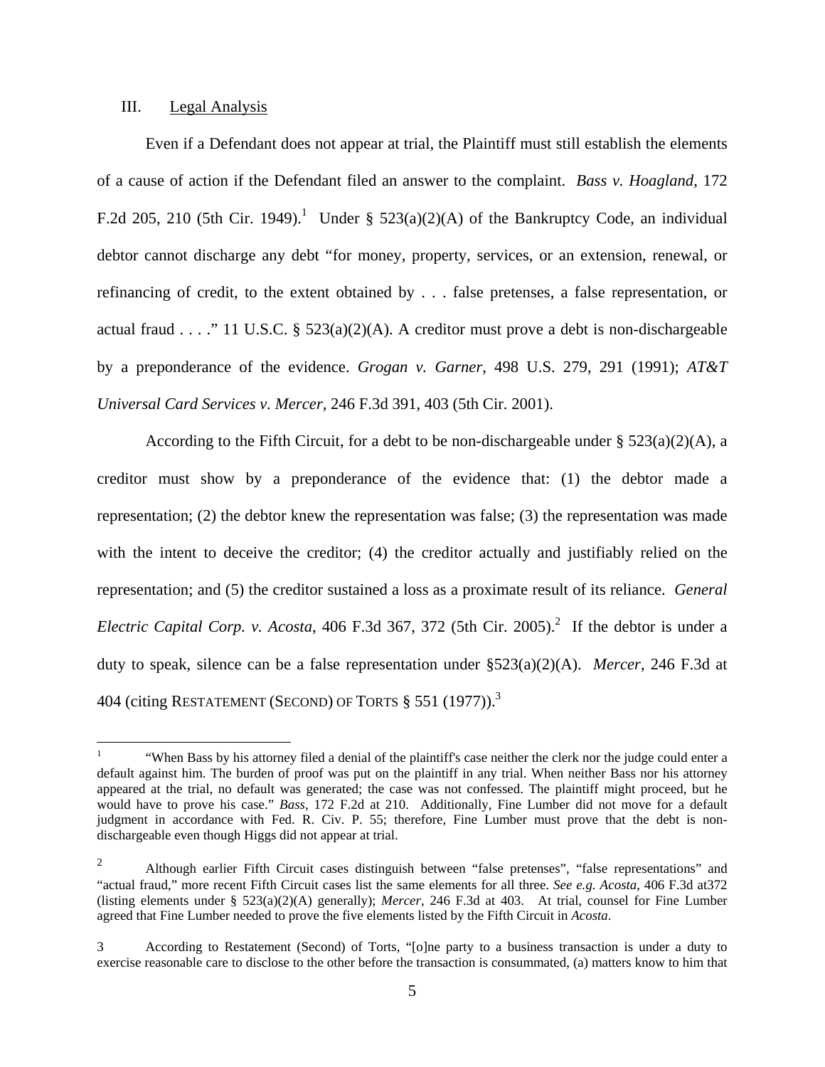## III. Legal Analysis

Even if a Defendant does not appear at trial, the Plaintiff must still establish the elements of a cause of action if the Defendant filed an answer to the complaint. *Bass v. Hoagland*, 172 F.2d 205, 210 (5th Cir. 1949).[1] Under § 523(a)(2)(A) of the Bankruptcy Code, an individual debtor cannot discharge any debt "for money, property, services, or an extension, renewal, or refinancing of credit, to the extent obtained by . . . false pretenses, a false representation, or actual fraud . . . ." 11 U.S.C. § 523(a)(2)(A). A creditor must prove a debt is non-dischargeable by a preponderance of the evidence. *Grogan v. Garner*, 498 U.S. 279, 291 (1991); *AT&T Universal Card Services v. Mercer*, 246 F.3d 391, 403 (5th Cir. 2001).

According to the Fifth Circuit, for a debt to be non-dischargeable under § 523(a)(2)(A), a creditor must show by a preponderance of the evidence that: (1) the debtor made a representation; (2) the debtor knew the representation was false; (3) the representation was made with the intent to deceive the creditor; (4) the creditor actually and justifiably relied on the representation; and (5) the creditor sustained a loss as a proximate result of its reliance. *General Electric Capital Corp. v. Acosta*, 406 F.3d 367, 372 (5th Cir. 2005).[2] If the debtor is under a duty to speak, silence can be a false representation under §523(a)(2)(A). *Mercer*, 246 F.3d at 404 (citing RESTATEMENT (SECOND) OF TORTS § 551 (1977)).[3]

---

[1] "When Bass by his attorney filed a denial of the plaintiff's case neither the clerk nor the judge could enter a default against him. The burden of proof was put on the plaintiff in any trial. When neither Bass nor his attorney appeared at the trial, no default was generated; the case was not confessed. The plaintiff might proceed, but he would have to prove his case." *Bass*, 172 F.2d at 210. Additionally, Fine Lumber did not move for a default judgment in accordance with Fed. R. Civ. P. 55; therefore, Fine Lumber must prove that the debt is non-dischargeable even though Higgs did not appear at trial.

[2] Although earlier Fifth Circuit cases distinguish between "false pretenses", "false representations" and "actual fraud," more recent Fifth Circuit cases list the same elements for all three. *See e.g. Acosta*, 406 F.3d at372 (listing elements under § 523(a)(2)(A) generally); *Mercer*, 246 F.3d at 403. At trial, counsel for Fine Lumber agreed that Fine Lumber needed to prove the five elements listed by the Fifth Circuit in *Acosta*.

[3] According to Restatement (Second) of Torts, "[o]ne party to a business transaction is under a duty to exercise reasonable care to disclose to the other before the transaction is consummated, (a) matters know to him that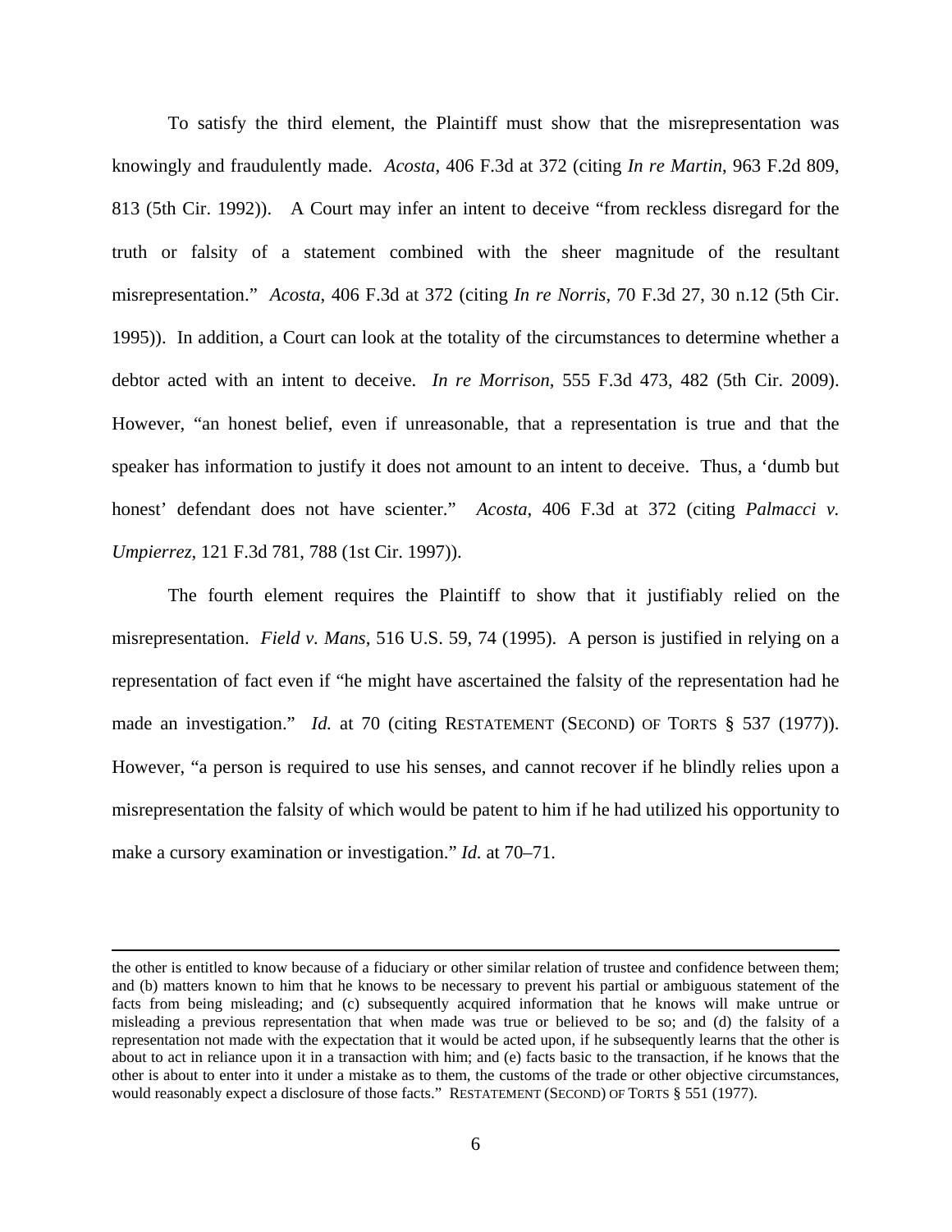To satisfy the third element, the Plaintiff must show that the misrepresentation was knowingly and fraudulently made. *Acosta*, 406 F.3d at 372 (citing *In re Martin*, 963 F.2d 809, 813 (5th Cir. 1992)). A Court may infer an intent to deceive "from reckless disregard for the truth or falsity of a statement combined with the sheer magnitude of the resultant misrepresentation." *Acosta*, 406 F.3d at 372 (citing *In re Norris*, 70 F.3d 27, 30 n.12 (5th Cir. 1995)). In addition, a Court can look at the totality of the circumstances to determine whether a debtor acted with an intent to deceive. *In re Morrison*, 555 F.3d 473, 482 (5th Cir. 2009). However, "an honest belief, even if unreasonable, that a representation is true and that the speaker has information to justify it does not amount to an intent to deceive. Thus, a 'dumb but honest' defendant does not have scienter." *Acosta*, 406 F.3d at 372 (citing *Palmacci v. Umpierrez*, 121 F.3d 781, 788 (1st Cir. 1997)).

The fourth element requires the Plaintiff to show that it justifiably relied on the misrepresentation. *Field v. Mans*, 516 U.S. 59, 74 (1995). A person is justified in relying on a representation of fact even if "he might have ascertained the falsity of the representation had he made an investigation." *Id.* at 70 (citing RESTATEMENT (SECOND) OF TORTS § 537 (1977)). However, "a person is required to use his senses, and cannot recover if he blindly relies upon a misrepresentation the falsity of which would be patent to him if he had utilized his opportunity to make a cursory examination or investigation." *Id.* at 70–71.

---

the other is entitled to know because of a fiduciary or other similar relation of trustee and confidence between them; and (b) matters known to him that he knows to be necessary to prevent his partial or ambiguous statement of the facts from being misleading; and (c) subsequently acquired information that he knows will make untrue or misleading a previous representation that when made was true or believed to be so; and (d) the falsity of a representation not made with the expectation that it would be acted upon, if he subsequently learns that the other is about to act in reliance upon it in a transaction with him; and (e) facts basic to the transaction, if he knows that the other is about to enter into it under a mistake as to them, the customs of the trade or other objective circumstances, would reasonably expect a disclosure of those facts." RESTATEMENT (SECOND) OF TORTS § 551 (1977).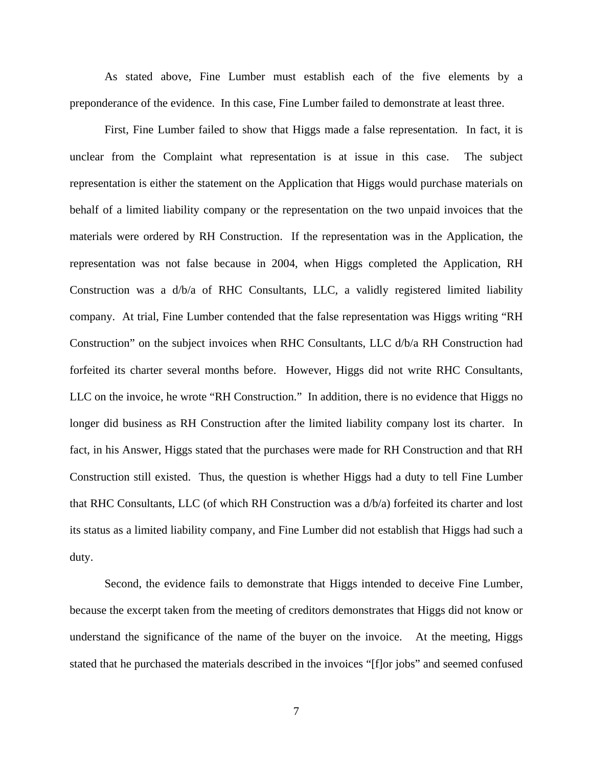As stated above, Fine Lumber must establish each of the five elements by a preponderance of the evidence. In this case, Fine Lumber failed to demonstrate at least three.

First, Fine Lumber failed to show that Higgs made a false representation. In fact, it is unclear from the Complaint what representation is at issue in this case. The subject representation is either the statement on the Application that Higgs would purchase materials on behalf of a limited liability company or the representation on the two unpaid invoices that the materials were ordered by RH Construction. If the representation was in the Application, the representation was not false because in 2004, when Higgs completed the Application, RH Construction was a d/b/a of RHC Consultants, LLC, a validly registered limited liability company. At trial, Fine Lumber contended that the false representation was Higgs writing "RH Construction" on the subject invoices when RHC Consultants, LLC d/b/a RH Construction had forfeited its charter several months before. However, Higgs did not write RHC Consultants, LLC on the invoice, he wrote "RH Construction." In addition, there is no evidence that Higgs no longer did business as RH Construction after the limited liability company lost its charter. In fact, in his Answer, Higgs stated that the purchases were made for RH Construction and that RH Construction still existed. Thus, the question is whether Higgs had a duty to tell Fine Lumber that RHC Consultants, LLC (of which RH Construction was a d/b/a) forfeited its charter and lost its status as a limited liability company, and Fine Lumber did not establish that Higgs had such a duty.

Second, the evidence fails to demonstrate that Higgs intended to deceive Fine Lumber, because the excerpt taken from the meeting of creditors demonstrates that Higgs did not know or understand the significance of the name of the buyer on the invoice. At the meeting, Higgs stated that he purchased the materials described in the invoices "[f]or jobs" and seemed confused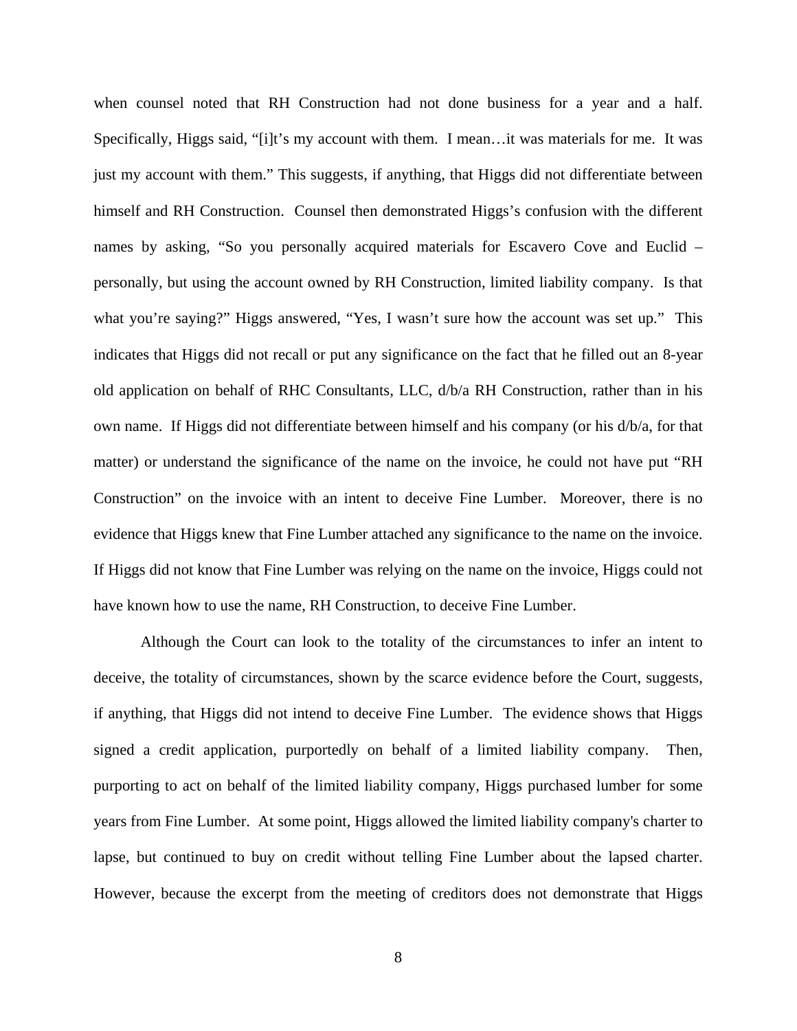when counsel noted that RH Construction had not done business for a year and a half. Specifically, Higgs said, "[i]t's my account with them. I mean…it was materials for me. It was just my account with them." This suggests, if anything, that Higgs did not differentiate between himself and RH Construction. Counsel then demonstrated Higgs's confusion with the different names by asking, "So you personally acquired materials for Escavero Cove and Euclid – personally, but using the account owned by RH Construction, limited liability company. Is that what you're saying?" Higgs answered, "Yes, I wasn't sure how the account was set up." This indicates that Higgs did not recall or put any significance on the fact that he filled out an 8-year old application on behalf of RHC Consultants, LLC, d/b/a RH Construction, rather than in his own name. If Higgs did not differentiate between himself and his company (or his d/b/a, for that matter) or understand the significance of the name on the invoice, he could not have put "RH Construction" on the invoice with an intent to deceive Fine Lumber. Moreover, there is no evidence that Higgs knew that Fine Lumber attached any significance to the name on the invoice. If Higgs did not know that Fine Lumber was relying on the name on the invoice, Higgs could not have known how to use the name, RH Construction, to deceive Fine Lumber.

Although the Court can look to the totality of the circumstances to infer an intent to deceive, the totality of circumstances, shown by the scarce evidence before the Court, suggests, if anything, that Higgs did not intend to deceive Fine Lumber. The evidence shows that Higgs signed a credit application, purportedly on behalf of a limited liability company. Then, purporting to act on behalf of the limited liability company, Higgs purchased lumber for some years from Fine Lumber. At some point, Higgs allowed the limited liability company's charter to lapse, but continued to buy on credit without telling Fine Lumber about the lapsed charter. However, because the excerpt from the meeting of creditors does not demonstrate that Higgs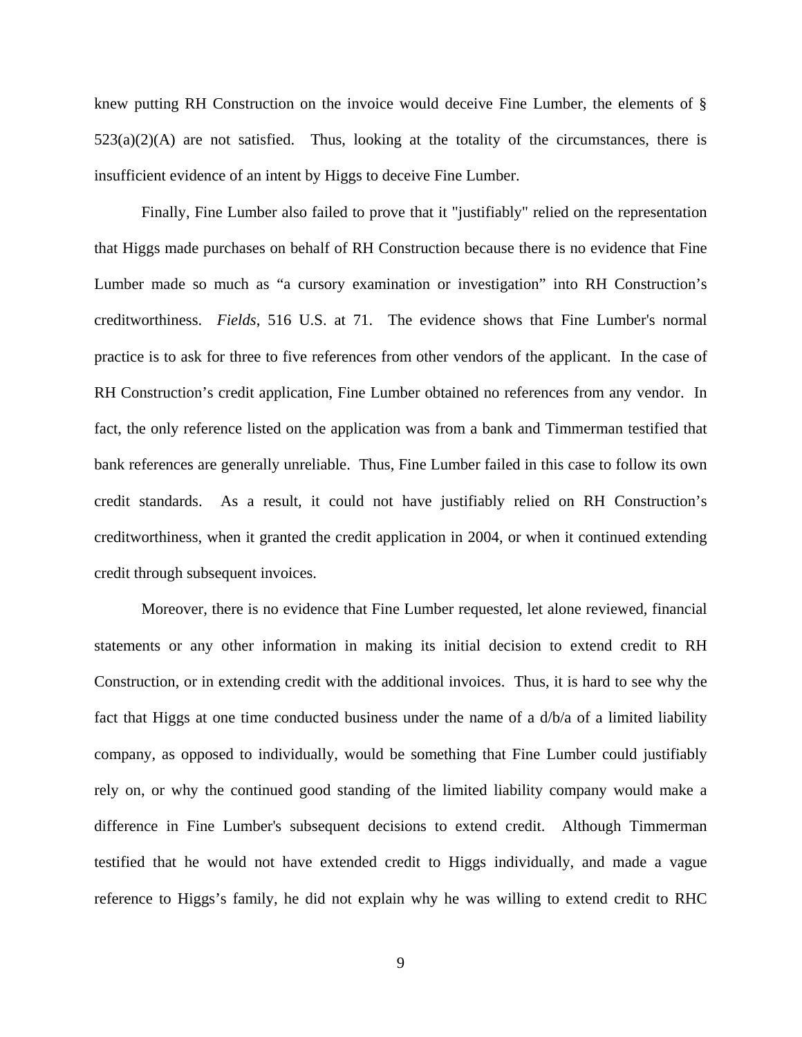knew putting RH Construction on the invoice would deceive Fine Lumber, the elements of § 523(a)(2)(A) are not satisfied. Thus, looking at the totality of the circumstances, there is insufficient evidence of an intent by Higgs to deceive Fine Lumber.

Finally, Fine Lumber also failed to prove that it "justifiably" relied on the representation that Higgs made purchases on behalf of RH Construction because there is no evidence that Fine Lumber made so much as “a cursory examination or investigation” into RH Construction’s creditworthiness. *Fields*, 516 U.S. at 71. The evidence shows that Fine Lumber's normal practice is to ask for three to five references from other vendors of the applicant. In the case of RH Construction’s credit application, Fine Lumber obtained no references from any vendor. In fact, the only reference listed on the application was from a bank and Timmerman testified that bank references are generally unreliable. Thus, Fine Lumber failed in this case to follow its own credit standards. As a result, it could not have justifiably relied on RH Construction’s creditworthiness, when it granted the credit application in 2004, or when it continued extending credit through subsequent invoices.

Moreover, there is no evidence that Fine Lumber requested, let alone reviewed, financial statements or any other information in making its initial decision to extend credit to RH Construction, or in extending credit with the additional invoices. Thus, it is hard to see why the fact that Higgs at one time conducted business under the name of a d/b/a of a limited liability company, as opposed to individually, would be something that Fine Lumber could justifiably rely on, or why the continued good standing of the limited liability company would make a difference in Fine Lumber's subsequent decisions to extend credit. Although Timmerman testified that he would not have extended credit to Higgs individually, and made a vague reference to Higgs’s family, he did not explain why he was willing to extend credit to RHC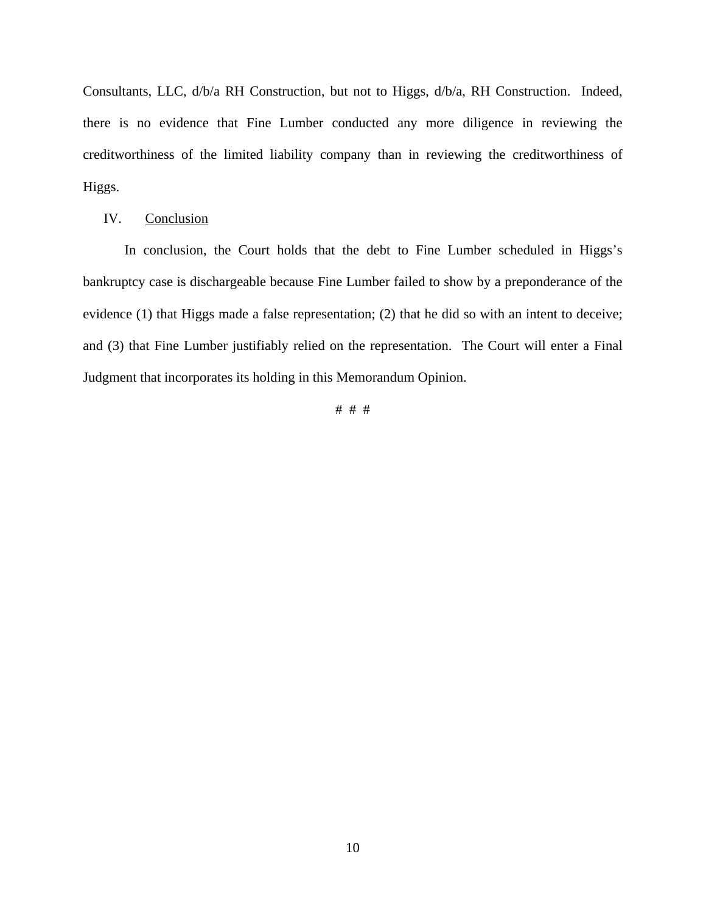Consultants, LLC, d/b/a RH Construction, but not to Higgs, d/b/a, RH Construction. Indeed, there is no evidence that Fine Lumber conducted any more diligence in reviewing the creditworthiness of the limited liability company than in reviewing the creditworthiness of Higgs.

IV. Conclusion

In conclusion, the Court holds that the debt to Fine Lumber scheduled in Higgs's bankruptcy case is dischargeable because Fine Lumber failed to show by a preponderance of the evidence (1) that Higgs made a false representation; (2) that he did so with an intent to deceive; and (3) that Fine Lumber justifiably relied on the representation. The Court will enter a Final Judgment that incorporates its holding in this Memorandum Opinion.

# # #